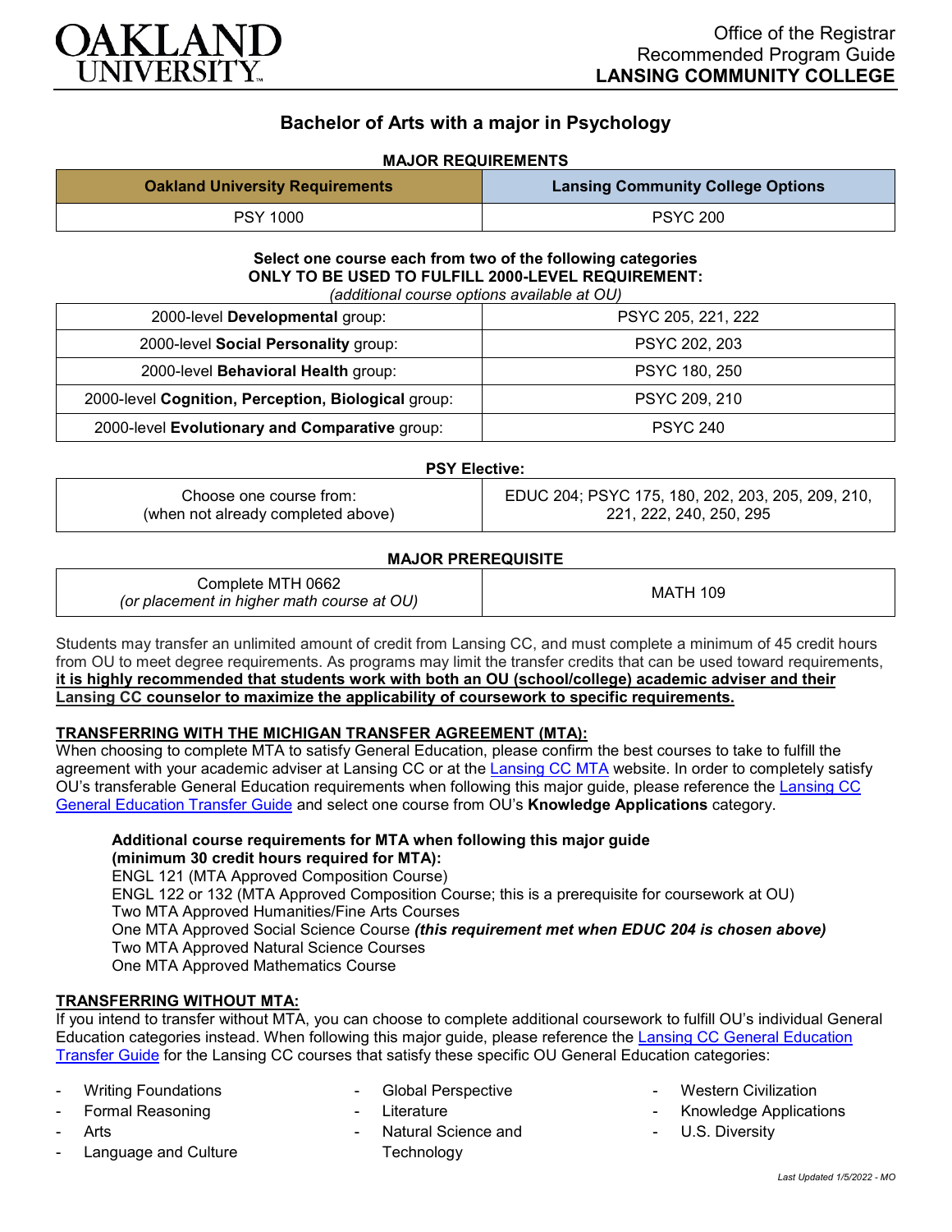Office of the Registrar
Recommended Program Guide
**LANSING COMMUNITY COLLEGE**

# Bachelor of Arts with a major in Psychology

## MAJOR REQUIREMENTS

| Oakland University Requirements | Lansing Community College Options |
|---|---|
| PSY 1000 | PSYC 200 |

**Select one course each from two of the following categories**
**ONLY TO BE USED TO FULFILL 2000-LEVEL REQUIREMENT:**
*(additional course options available at OU)*

| | |
|---|---|
| 2000-level **Developmental** group: | PSYC 205, 221, 222 |
| 2000-level **Social Personality** group: | PSYC 202, 203 |
| 2000-level **Behavioral Health** group: | PSYC 180, 250 |
| 2000-level **Cognition, Perception, Biological** group: | PSYC 209, 210 |
| 2000-level **Evolutionary and Comparative** group: | PSYC 240 |

**PSY Elective:**

| | |
|---|---|
| Choose one course from: (when not already completed above) | EDUC 204; PSYC 175, 180, 202, 203, 205, 209, 210, 221, 222, 240, 250, 295 |

**MAJOR PREREQUISITE**

| | |
|---|---|
| Complete MTH 0662 *(or placement in higher math course at OU)* | MATH 109 |

Students may transfer an unlimited amount of credit from Lansing CC, and must complete a minimum of 45 credit hours from OU to meet degree requirements. As programs may limit the transfer credits that can be used toward requirements, **it is highly recommended that students work with both an OU (school/college) academic adviser and their Lansing CC counselor to maximize the applicability of coursework to specific requirements.**

**TRANSFERRING WITH THE MICHIGAN TRANSFER AGREEMENT (MTA):**

When choosing to complete MTA to satisfy General Education, please confirm the best courses to take to fulfill the agreement with your academic adviser at Lansing CC or at the Lansing CC MTA website. In order to completely satisfy OU's transferable General Education requirements when following this major guide, please reference the Lansing CC General Education Transfer Guide and select one course from OU's **Knowledge Applications** category.

**Additional course requirements for MTA when following this major guide (minimum 30 credit hours required for MTA):**
ENGL 121 (MTA Approved Composition Course)
ENGL 122 or 132 (MTA Approved Composition Course; this is a prerequisite for coursework at OU)
Two MTA Approved Humanities/Fine Arts Courses
One MTA Approved Social Science Course ***(this requirement met when EDUC 204 is chosen above)***
Two MTA Approved Natural Science Courses
One MTA Approved Mathematics Course

**TRANSFERRING WITHOUT MTA:**

If you intend to transfer without MTA, you can choose to complete additional coursework to fulfill OU's individual General Education categories instead. When following this major guide, please reference the Lansing CC General Education Transfer Guide for the Lansing CC courses that satisfy these specific OU General Education categories:

- Writing Foundations
- Formal Reasoning
- Arts
- Language and Culture
- Global Perspective
- Literature
- Natural Science and Technology
- Western Civilization
- Knowledge Applications
- U.S. Diversity

*Last Updated 1/5/2022 - MO*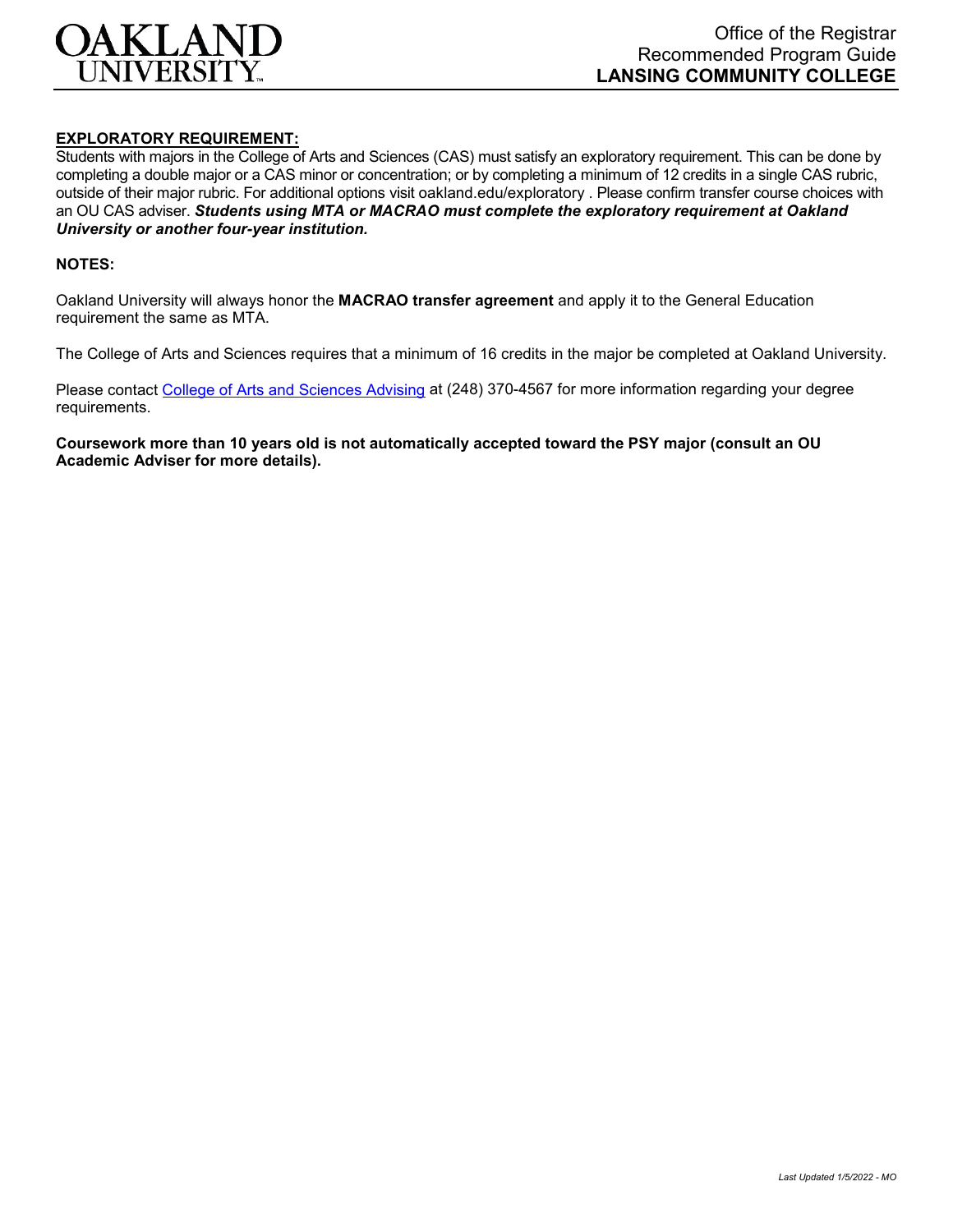## EXPLORATORY REQUIREMENT:

Students with majors in the College of Arts and Sciences (CAS) must satisfy an exploratory requirement. This can be done by completing a double major or a CAS minor or concentration; or by completing a minimum of 12 credits in a single CAS rubric, outside of their major rubric. For additional options visit oakland.edu/exploratory . Please confirm transfer course choices with an OU CAS adviser. ***Students using MTA or MACRAO must complete the exploratory requirement at Oakland University or another four-year institution.***

**NOTES:**

Oakland University will always honor the **MACRAO transfer agreement** and apply it to the General Education requirement the same as MTA.

The College of Arts and Sciences requires that a minimum of 16 credits in the major be completed at Oakland University.

Please contact College of Arts and Sciences Advising at (248) 370-4567 for more information regarding your degree requirements.

**Coursework more than 10 years old is not automatically accepted toward the PSY major (consult an OU Academic Adviser for more details).**

*Last Updated 1/5/2022 - MO*